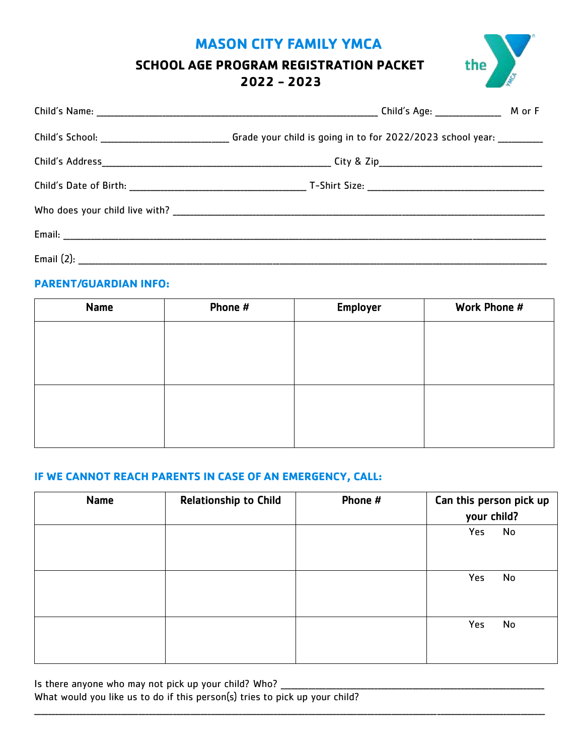# MASON CITY FAMILY YMCA

## SCHOOL AGE PROGRAM REGISTRATION PACKET
## 2022 – 2023

Child's Name: ______________________________________________ Child's Age: __________ M or F

Child's School: ____________________ Grade your child is going in to for 2022/2023 school year: _______

Child's Address_____________________________________ City & Zip___________________________

Child's Date of Birth: ____________________________ T-Shirt Size: ______________________________

Who does your child live with? ______________________________________________________________

Email: ____________________________________________________________________________

Email (2): _________________________________________________________________________

### PARENT/GUARDIAN INFO:

| Name | Phone # | Employer | Work Phone # |
|---|---|---|---|
| | | | |
| | | | |

### IF WE CANNOT REACH PARENTS IN CASE OF AN EMERGENCY, CALL:

| Name | Relationship to Child | Phone # | Can this person pick up your child? |
|---|---|---|---|
| | | | Yes No |
| | | | Yes No |
| | | | Yes No |

Is there anyone who may not pick up your child? Who? ___________________________________________
What would you like us to do if this person(s) tries to pick up your child?
__________________________________________________________________________________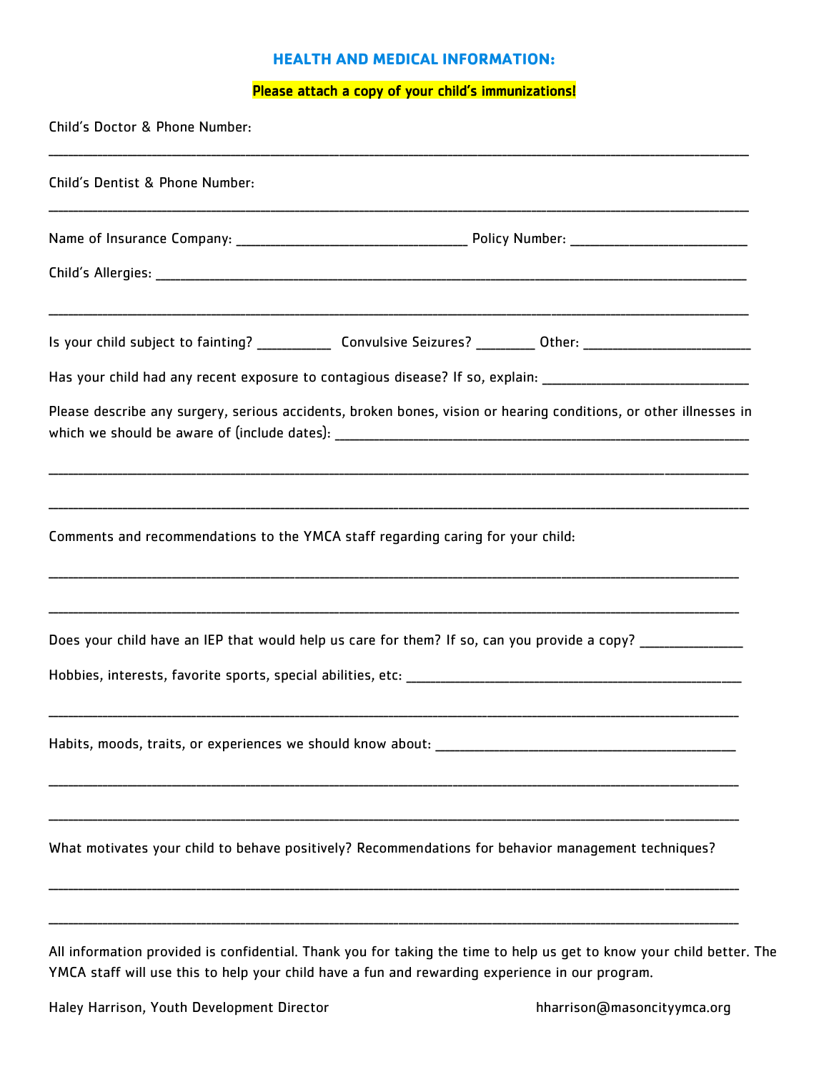## HEALTH AND MEDICAL INFORMATION:

**Please attach a copy of your child's immunizations!**

Child's Doctor & Phone Number:

_______________________________________________________________________________________________

Child's Dentist & Phone Number:

_______________________________________________________________________________________________

Name of Insurance Company: ______________________________ Policy Number: _______________________

Child's Allergies: ____________________________________________________________________________

_______________________________________________________________________________________________

Is your child subject to fainting? __________ Convulsive Seizures? ________ Other: ______________________

Has your child had any recent exposure to contagious disease? If so, explain: ____________________________

Please describe any surgery, serious accidents, broken bones, vision or hearing conditions, or other illnesses in which we should be aware of (include dates): _______________________________________________________

_______________________________________________________________________________________________

_______________________________________________________________________________________________

Comments and recommendations to the YMCA staff regarding caring for your child:

_______________________________________________________________________________________________

_______________________________________________________________________________________________

Does your child have an IEP that would help us care for them? If so, can you provide a copy? ______________

Hobbies, interests, favorite sports, special abilities, etc: ______________________________________________

_______________________________________________________________________________________________

Habits, moods, traits, or experiences we should know about: ___________________________________________

_______________________________________________________________________________________________

_______________________________________________________________________________________________

What motivates your child to behave positively? Recommendations for behavior management techniques?

_______________________________________________________________________________________________

_______________________________________________________________________________________________

All information provided is confidential. Thank you for taking the time to help us get to know your child better. The YMCA staff will use this to help your child have a fun and rewarding experience in our program.

Haley Harrison, Youth Development Director hharrison@masoncityymca.org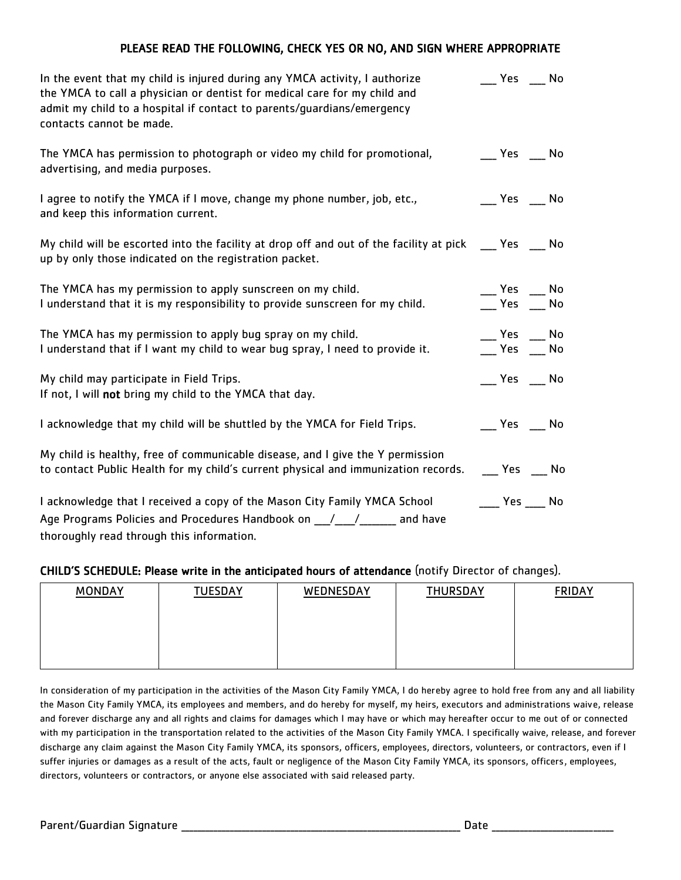## PLEASE READ THE FOLLOWING, CHECK YES OR NO, AND SIGN WHERE APPROPRIATE

In the event that my child is injured during any YMCA activity, I authorize the YMCA to call a physician or dentist for medical care for my child and admit my child to a hospital if contact to parents/guardians/emergency contacts cannot be made. ___ Yes ___ No

The YMCA has permission to photograph or video my child for promotional, advertising, and media purposes. ___ Yes ___ No

I agree to notify the YMCA if I move, change my phone number, job, etc., and keep this information current. ___ Yes ___ No

My child will be escorted into the facility at drop off and out of the facility at pick up by only those indicated on the registration packet. ___ Yes ___ No

The YMCA has my permission to apply sunscreen on my child. ___ Yes ___ No
I understand that it is my responsibility to provide sunscreen for my child. ___ Yes ___ No

The YMCA has my permission to apply bug spray on my child. ___ Yes ___ No
I understand that if I want my child to wear bug spray, I need to provide it. ___ Yes ___ No

My child may participate in Field Trips. ___ Yes ___ No
If not, I will **not** bring my child to the YMCA that day.

I acknowledge that my child will be shuttled by the YMCA for Field Trips. ___ Yes ___ No

My child is healthy, free of communicable disease, and I give the Y permission to contact Public Health for my child's current physical and immunization records. ___ Yes ___ No

I acknowledge that I received a copy of the Mason City Family YMCA School Age Programs Policies and Procedures Handbook on ___/___/______ and have thoroughly read through this information. ____ Yes ____ No

**CHILD'S SCHEDULE: Please write in the anticipated hours of attendance** (notify Director of changes).

| MONDAY | TUESDAY | WEDNESDAY | THURSDAY | FRIDAY |
|---|---|---|---|---|
| | | | | |

In consideration of my participation in the activities of the Mason City Family YMCA, I do hereby agree to hold free from any and all liability the Mason City Family YMCA, its employees and members, and do hereby for myself, my heirs, executors and administrations waive, release and forever discharge any and all rights and claims for damages which I may have or which may hereafter occur to me out of or connected with my participation in the transportation related to the activities of the Mason City Family YMCA. I specifically waive, release, and forever discharge any claim against the Mason City Family YMCA, its sponsors, officers, employees, directors, volunteers, or contractors, even if I suffer injuries or damages as a result of the acts, fault or negligence of the Mason City Family YMCA, its sponsors, officers, employees, directors, volunteers or contractors, or anyone else associated with said released party.

Parent/Guardian Signature ______________________________________________ Date ____________________